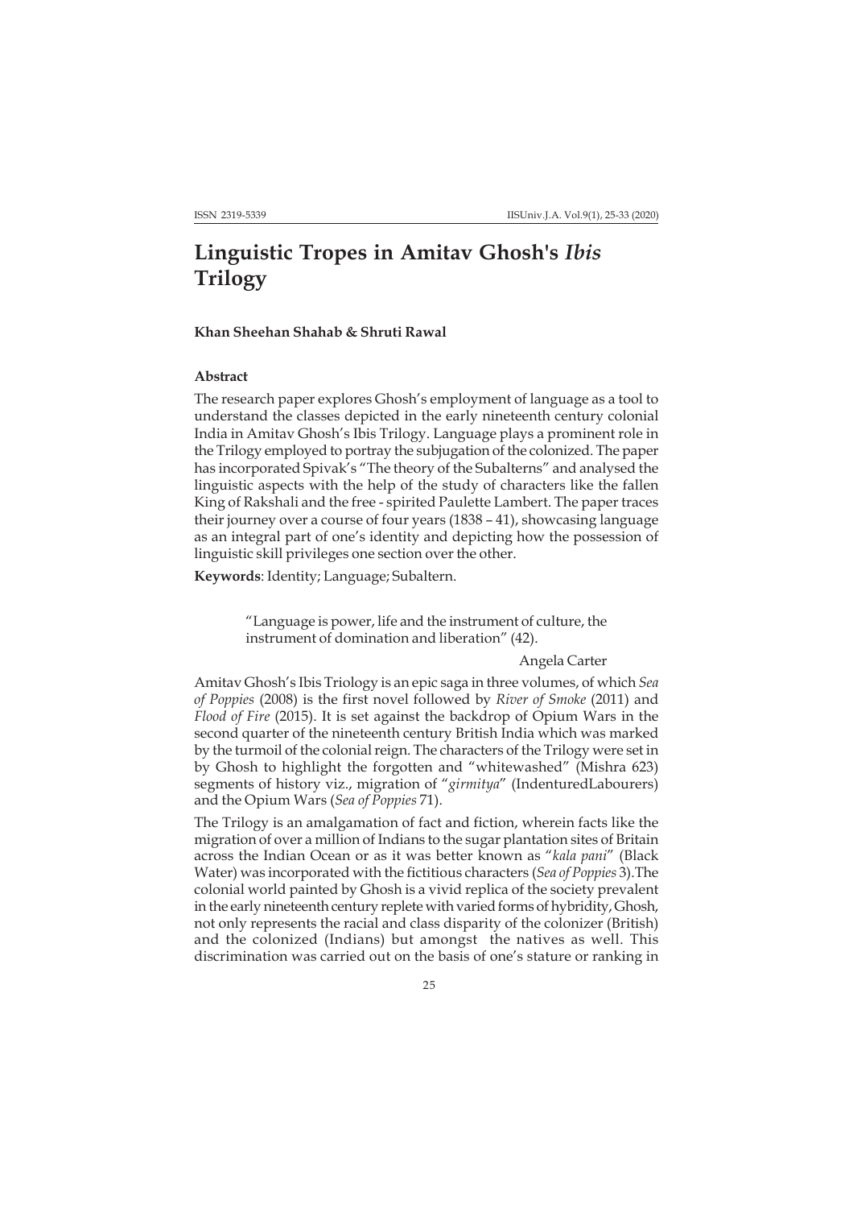# Linguistic Tropes in Amitav Ghosh's *Ibis* Trilogy

**Khan Sheehan Shahab & Shruti Rawal**

### Abstract

The research paper explores Ghosh's employment of language as a tool to understand the classes depicted in the early nineteenth century colonial India in Amitav Ghosh's Ibis Trilogy. Language plays a prominent role in the Trilogy employed to portray the subjugation of the colonized. The paper has incorporated Spivak's "The theory of the Subalterns" and analysed the linguistic aspects with the help of the study of characters like the fallen King of Rakshali and the free - spirited Paulette Lambert. The paper traces their journey over a course of four years (1838 – 41), showcasing language as an integral part of one's identity and depicting how the possession of linguistic skill privileges one section over the other.

**Keywords**: Identity; Language; Subaltern.

> "Language is power, life and the instrument of culture, the instrument of domination and liberation" (42).
>
> Angela Carter

Amitav Ghosh's Ibis Triology is an epic saga in three volumes, of which *Sea of Poppies* (2008) is the first novel followed by *River of Smoke* (2011) and *Flood of Fire* (2015). It is set against the backdrop of Opium Wars in the second quarter of the nineteenth century British India which was marked by the turmoil of the colonial reign. The characters of the Trilogy were set in by Ghosh to highlight the forgotten and "whitewashed" (Mishra 623) segments of history viz., migration of "*girmitya*" (IndenturedLabourers) and the Opium Wars (*Sea of Poppies* 71).

The Trilogy is an amalgamation of fact and fiction, wherein facts like the migration of over a million of Indians to the sugar plantation sites of Britain across the Indian Ocean or as it was better known as "*kala pani*" (Black Water) was incorporated with the fictitious characters (*Sea of Poppies* 3).The colonial world painted by Ghosh is a vivid replica of the society prevalent in the early nineteenth century replete with varied forms of hybridity, Ghosh, not only represents the racial and class disparity of the colonizer (British) and the colonized (Indians) but amongst the natives as well. This discrimination was carried out on the basis of one's stature or ranking in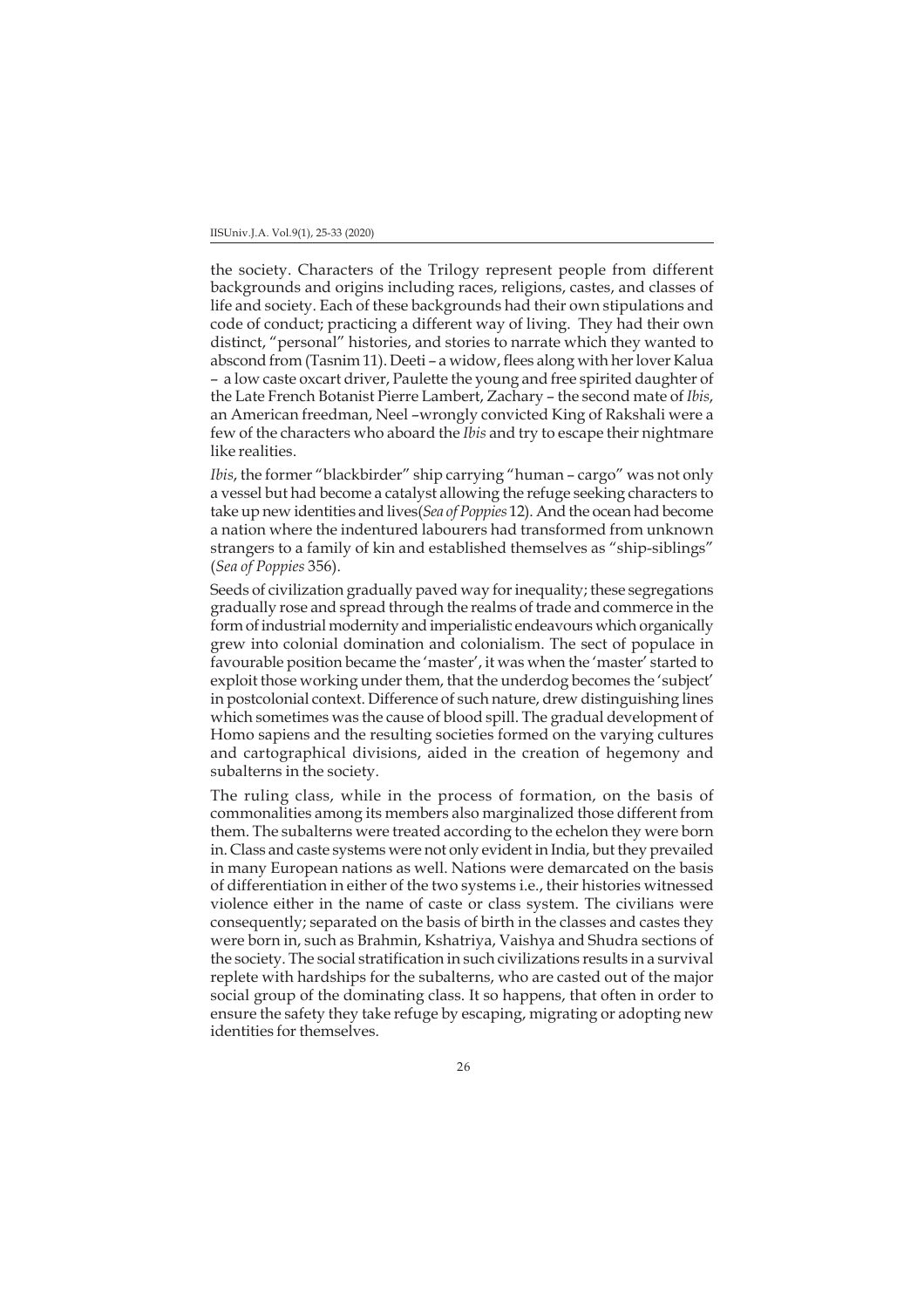the society. Characters of the Trilogy represent people from different backgrounds and origins including races, religions, castes, and classes of life and society. Each of these backgrounds had their own stipulations and code of conduct; practicing a different way of living. They had their own distinct, "personal" histories, and stories to narrate which they wanted to abscond from (Tasnim 11). Deeti – a widow, flees along with her lover Kalua – a low caste oxcart driver, Paulette the young and free spirited daughter of the Late French Botanist Pierre Lambert, Zachary – the second mate of *Ibis*, an American freedman, Neel –wrongly convicted King of Rakshali were a few of the characters who aboard the *Ibis* and try to escape their nightmare like realities.

*Ibis*, the former "blackbirder" ship carrying "human – cargo" was not only a vessel but had become a catalyst allowing the refuge seeking characters to take up new identities and lives(*Sea of Poppies* 12). And the ocean had become a nation where the indentured labourers had transformed from unknown strangers to a family of kin and established themselves as "ship-siblings" (*Sea of Poppies* 356).

Seeds of civilization gradually paved way for inequality; these segregations gradually rose and spread through the realms of trade and commerce in the form of industrial modernity and imperialistic endeavours which organically grew into colonial domination and colonialism. The sect of populace in favourable position became the 'master', it was when the 'master' started to exploit those working under them, that the underdog becomes the 'subject' in postcolonial context. Difference of such nature, drew distinguishing lines which sometimes was the cause of blood spill. The gradual development of Homo sapiens and the resulting societies formed on the varying cultures and cartographical divisions, aided in the creation of hegemony and subalterns in the society.

The ruling class, while in the process of formation, on the basis of commonalities among its members also marginalized those different from them. The subalterns were treated according to the echelon they were born in. Class and caste systems were not only evident in India, but they prevailed in many European nations as well. Nations were demarcated on the basis of differentiation in either of the two systems i.e., their histories witnessed violence either in the name of caste or class system. The civilians were consequently; separated on the basis of birth in the classes and castes they were born in, such as Brahmin, Kshatriya, Vaishya and Shudra sections of the society. The social stratification in such civilizations results in a survival replete with hardships for the subalterns, who are casted out of the major social group of the dominating class. It so happens, that often in order to ensure the safety they take refuge by escaping, migrating or adopting new identities for themselves.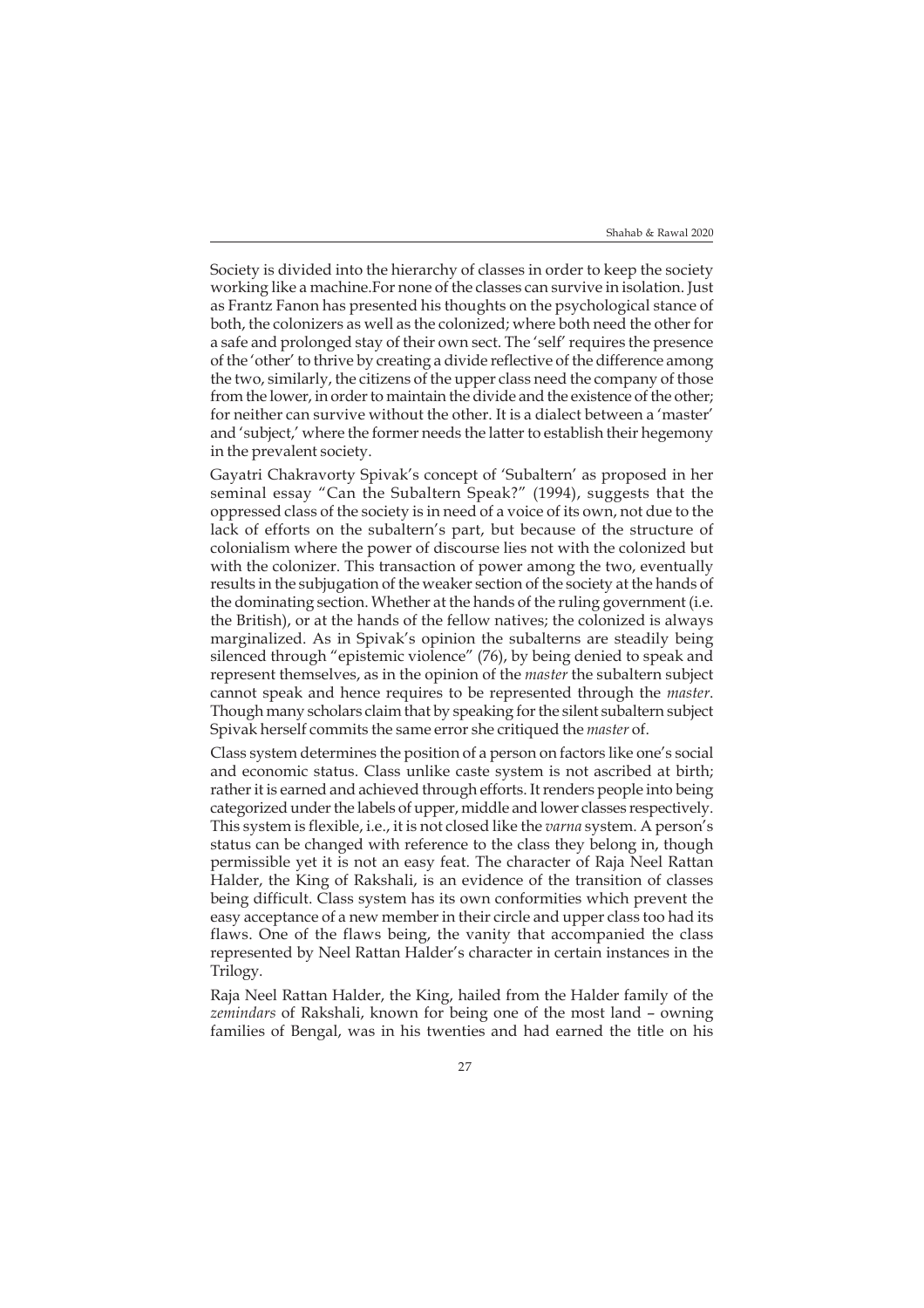Society is divided into the hierarchy of classes in order to keep the society working like a machine.For none of the classes can survive in isolation. Just as Frantz Fanon has presented his thoughts on the psychological stance of both, the colonizers as well as the colonized; where both need the other for a safe and prolonged stay of their own sect. The 'self' requires the presence of the 'other' to thrive by creating a divide reflective of the difference among the two, similarly, the citizens of the upper class need the company of those from the lower, in order to maintain the divide and the existence of the other; for neither can survive without the other. It is a dialect between a 'master' and 'subject,' where the former needs the latter to establish their hegemony in the prevalent society.

Gayatri Chakravorty Spivak's concept of 'Subaltern' as proposed in her seminal essay "Can the Subaltern Speak?" (1994), suggests that the oppressed class of the society is in need of a voice of its own, not due to the lack of efforts on the subaltern's part, but because of the structure of colonialism where the power of discourse lies not with the colonized but with the colonizer. This transaction of power among the two, eventually results in the subjugation of the weaker section of the society at the hands of the dominating section. Whether at the hands of the ruling government (i.e. the British), or at the hands of the fellow natives; the colonized is always marginalized. As in Spivak's opinion the subalterns are steadily being silenced through "epistemic violence" (76), by being denied to speak and represent themselves, as in the opinion of the *master* the subaltern subject cannot speak and hence requires to be represented through the *master*. Though many scholars claim that by speaking for the silent subaltern subject Spivak herself commits the same error she critiqued the *master* of.

Class system determines the position of a person on factors like one's social and economic status. Class unlike caste system is not ascribed at birth; rather it is earned and achieved through efforts. It renders people into being categorized under the labels of upper, middle and lower classes respectively. This system is flexible, i.e., it is not closed like the *varna* system. A person's status can be changed with reference to the class they belong in, though permissible yet it is not an easy feat. The character of Raja Neel Rattan Halder, the King of Rakshali, is an evidence of the transition of classes being difficult. Class system has its own conformities which prevent the easy acceptance of a new member in their circle and upper class too had its flaws. One of the flaws being, the vanity that accompanied the class represented by Neel Rattan Halder's character in certain instances in the Trilogy.

Raja Neel Rattan Halder, the King, hailed from the Halder family of the *zemindars* of Rakshali, known for being one of the most land – owning families of Bengal, was in his twenties and had earned the title on his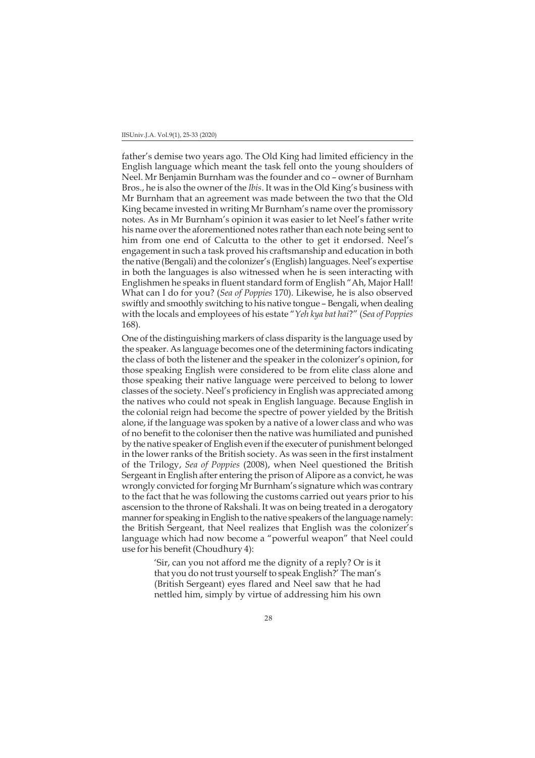father's demise two years ago. The Old King had limited efficiency in the English language which meant the task fell onto the young shoulders of Neel. Mr Benjamin Burnham was the founder and co – owner of Burnham Bros., he is also the owner of the *Ibis*. It was in the Old King's business with Mr Burnham that an agreement was made between the two that the Old King became invested in writing Mr Burnham's name over the promissory notes. As in Mr Burnham's opinion it was easier to let Neel's father write his name over the aforementioned notes rather than each note being sent to him from one end of Calcutta to the other to get it endorsed. Neel's engagement in such a task proved his craftsmanship and education in both the native (Bengali) and the colonizer's (English) languages. Neel's expertise in both the languages is also witnessed when he is seen interacting with Englishmen he speaks in fluent standard form of English "Ah, Major Hall! What can I do for you? (*Sea of Poppies* 170). Likewise, he is also observed swiftly and smoothly switching to his native tongue – Bengali, when dealing with the locals and employees of his estate "*Yeh kya bat hai*?" (*Sea of Poppies* 168).

One of the distinguishing markers of class disparity is the language used by the speaker. As language becomes one of the determining factors indicating the class of both the listener and the speaker in the colonizer's opinion, for those speaking English were considered to be from elite class alone and those speaking their native language were perceived to belong to lower classes of the society. Neel's proficiency in English was appreciated among the natives who could not speak in English language. Because English in the colonial reign had become the spectre of power yielded by the British alone, if the language was spoken by a native of a lower class and who was of no benefit to the coloniser then the native was humiliated and punished by the native speaker of English even if the executer of punishment belonged in the lower ranks of the British society. As was seen in the first instalment of the Trilogy, *Sea of Poppies* (2008), when Neel questioned the British Sergeant in English after entering the prison of Alipore as a convict, he was wrongly convicted for forging Mr Burnham's signature which was contrary to the fact that he was following the customs carried out years prior to his ascension to the throne of Rakshali. It was on being treated in a derogatory manner for speaking in English to the native speakers of the language namely: the British Sergeant, that Neel realizes that English was the colonizer's language which had now become a "powerful weapon" that Neel could use for his benefit (Choudhury 4):

> 'Sir, can you not afford me the dignity of a reply? Or is it that you do not trust yourself to speak English?' The man's (British Sergeant) eyes flared and Neel saw that he had nettled him, simply by virtue of addressing him his own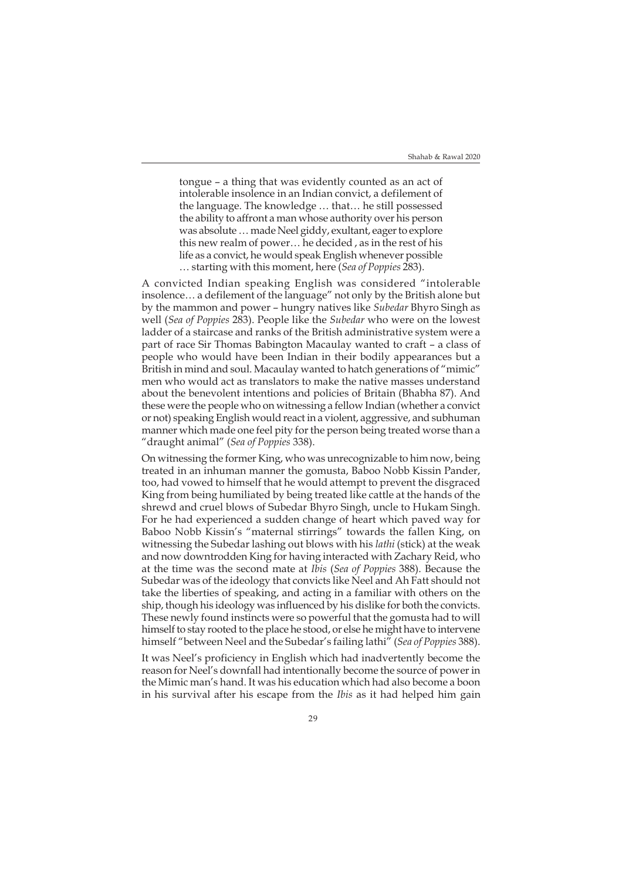> tongue – a thing that was evidently counted as an act of intolerable insolence in an Indian convict, a defilement of the language. The knowledge … that… he still possessed the ability to affront a man whose authority over his person was absolute … made Neel giddy, exultant, eager to explore this new realm of power… he decided , as in the rest of his life as a convict, he would speak English whenever possible … starting with this moment, here (*Sea of Poppies* 283).

A convicted Indian speaking English was considered "intolerable insolence… a defilement of the language" not only by the British alone but by the mammon and power – hungry natives like *Subedar* Bhyro Singh as well (*Sea of Poppies* 283). People like the *Subedar* who were on the lowest ladder of a staircase and ranks of the British administrative system were a part of race Sir Thomas Babington Macaulay wanted to craft – a class of people who would have been Indian in their bodily appearances but a British in mind and soul. Macaulay wanted to hatch generations of "mimic" men who would act as translators to make the native masses understand about the benevolent intentions and policies of Britain (Bhabha 87). And these were the people who on witnessing a fellow Indian (whether a convict or not) speaking English would react in a violent, aggressive, and subhuman manner which made one feel pity for the person being treated worse than a "draught animal" (*Sea of Poppies* 338).

On witnessing the former King, who was unrecognizable to him now, being treated in an inhuman manner the gomusta, Baboo Nobb Kissin Pander, too, had vowed to himself that he would attempt to prevent the disgraced King from being humiliated by being treated like cattle at the hands of the shrewd and cruel blows of Subedar Bhyro Singh, uncle to Hukam Singh. For he had experienced a sudden change of heart which paved way for Baboo Nobb Kissin's "maternal stirrings" towards the fallen King, on witnessing the Subedar lashing out blows with his *lathi* (stick) at the weak and now downtrodden King for having interacted with Zachary Reid, who at the time was the second mate at *Ibis* (*Sea of Poppies* 388). Because the Subedar was of the ideology that convicts like Neel and Ah Fatt should not take the liberties of speaking, and acting in a familiar with others on the ship, though his ideology was influenced by his dislike for both the convicts. These newly found instincts were so powerful that the gomusta had to will himself to stay rooted to the place he stood, or else he might have to intervene himself "between Neel and the Subedar's failing lathi" (*Sea of Poppies* 388).

It was Neel's proficiency in English which had inadvertently become the reason for Neel's downfall had intentionally become the source of power in the Mimic man's hand. It was his education which had also become a boon in his survival after his escape from the *Ibis* as it had helped him gain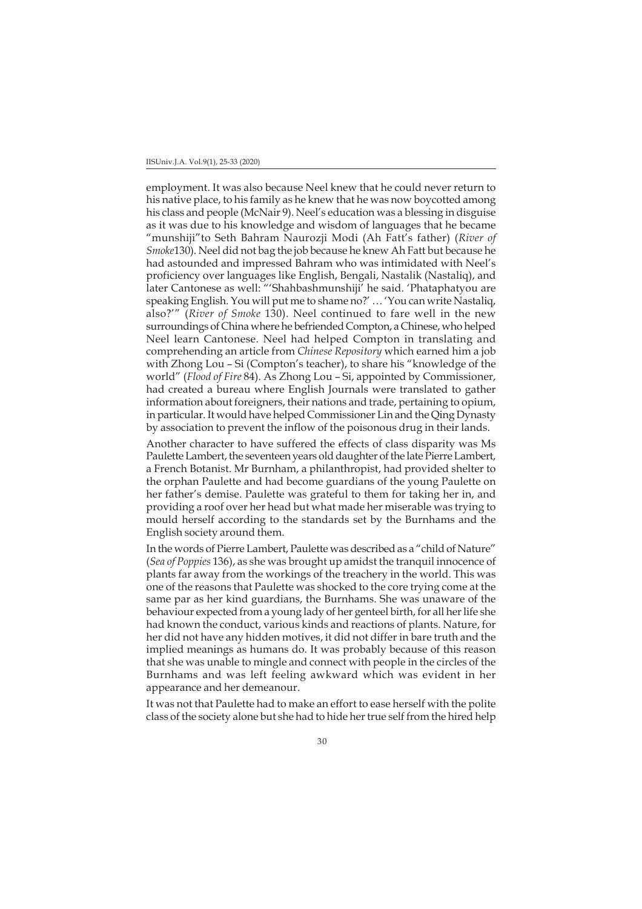employment. It was also because Neel knew that he could never return to his native place, to his family as he knew that he was now boycotted among his class and people (McNair 9). Neel's education was a blessing in disguise as it was due to his knowledge and wisdom of languages that he became "munshiji"to Seth Bahram Naurozji Modi (Ah Fatt's father) (*River of Smoke*130). Neel did not bag the job because he knew Ah Fatt but because he had astounded and impressed Bahram who was intimidated with Neel's proficiency over languages like English, Bengali, Nastalik (Nastaliq), and later Cantonese as well: "'Shahbashmunshiji' he said. 'Phataphatyou are speaking English. You will put me to shame no?' … 'You can write Nastaliq, also?'" (*River of Smoke* 130). Neel continued to fare well in the new surroundings of China where he befriended Compton, a Chinese, who helped Neel learn Cantonese. Neel had helped Compton in translating and comprehending an article from *Chinese Repository* which earned him a job with Zhong Lou – Si (Compton's teacher), to share his "knowledge of the world" (*Flood of Fire* 84). As Zhong Lou – Si, appointed by Commissioner, had created a bureau where English Journals were translated to gather information about foreigners, their nations and trade, pertaining to opium, in particular. It would have helped Commissioner Lin and the Qing Dynasty by association to prevent the inflow of the poisonous drug in their lands.

Another character to have suffered the effects of class disparity was Ms Paulette Lambert, the seventeen years old daughter of the late Pierre Lambert, a French Botanist. Mr Burnham, a philanthropist, had provided shelter to the orphan Paulette and had become guardians of the young Paulette on her father's demise. Paulette was grateful to them for taking her in, and providing a roof over her head but what made her miserable was trying to mould herself according to the standards set by the Burnhams and the English society around them.

In the words of Pierre Lambert, Paulette was described as a "child of Nature" (*Sea of Poppies* 136), as she was brought up amidst the tranquil innocence of plants far away from the workings of the treachery in the world. This was one of the reasons that Paulette was shocked to the core trying come at the same par as her kind guardians, the Burnhams. She was unaware of the behaviour expected from a young lady of her genteel birth, for all her life she had known the conduct, various kinds and reactions of plants. Nature, for her did not have any hidden motives, it did not differ in bare truth and the implied meanings as humans do. It was probably because of this reason that she was unable to mingle and connect with people in the circles of the Burnhams and was left feeling awkward which was evident in her appearance and her demeanour.

It was not that Paulette had to make an effort to ease herself with the polite class of the society alone but she had to hide her true self from the hired help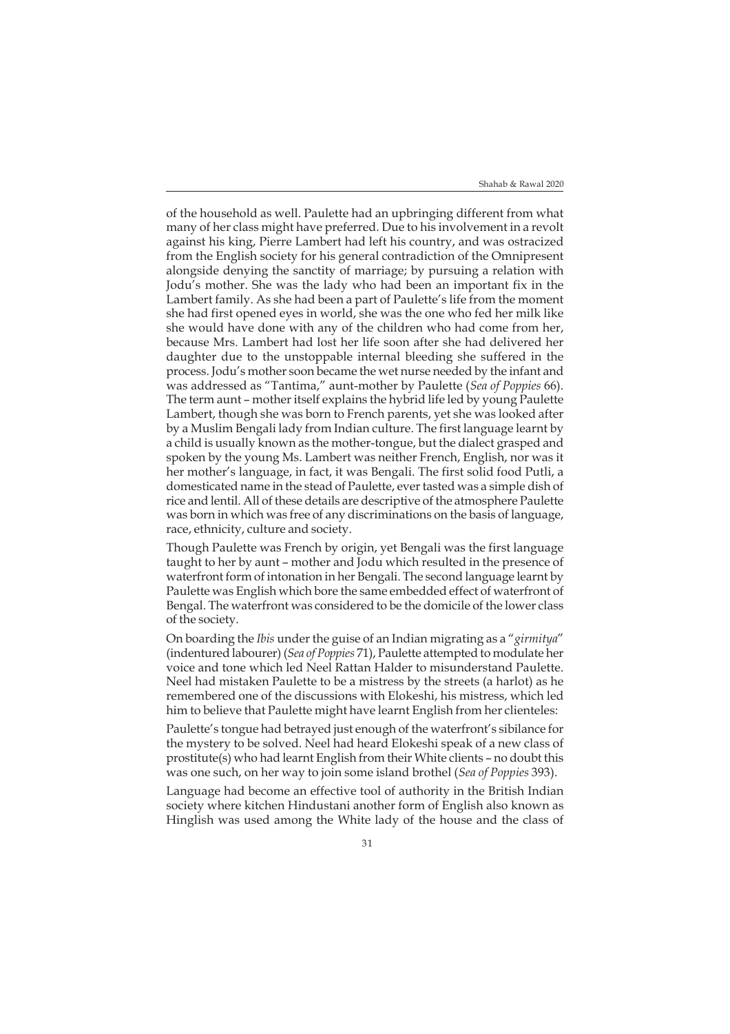of the household as well. Paulette had an upbringing different from what many of her class might have preferred. Due to his involvement in a revolt against his king, Pierre Lambert had left his country, and was ostracized from the English society for his general contradiction of the Omnipresent alongside denying the sanctity of marriage; by pursuing a relation with Jodu's mother. She was the lady who had been an important fix in the Lambert family. As she had been a part of Paulette's life from the moment she had first opened eyes in world, she was the one who fed her milk like she would have done with any of the children who had come from her, because Mrs. Lambert had lost her life soon after she had delivered her daughter due to the unstoppable internal bleeding she suffered in the process. Jodu's mother soon became the wet nurse needed by the infant and was addressed as "Tantima," aunt-mother by Paulette (*Sea of Poppies* 66). The term aunt – mother itself explains the hybrid life led by young Paulette Lambert, though she was born to French parents, yet she was looked after by a Muslim Bengali lady from Indian culture. The first language learnt by a child is usually known as the mother-tongue, but the dialect grasped and spoken by the young Ms. Lambert was neither French, English, nor was it her mother's language, in fact, it was Bengali. The first solid food Putli, a domesticated name in the stead of Paulette, ever tasted was a simple dish of rice and lentil. All of these details are descriptive of the atmosphere Paulette was born in which was free of any discriminations on the basis of language, race, ethnicity, culture and society.

Though Paulette was French by origin, yet Bengali was the first language taught to her by aunt – mother and Jodu which resulted in the presence of waterfront form of intonation in her Bengali. The second language learnt by Paulette was English which bore the same embedded effect of waterfront of Bengal. The waterfront was considered to be the domicile of the lower class of the society.

On boarding the *Ibis* under the guise of an Indian migrating as a "*girmitya*" (indentured labourer) (*Sea of Poppies* 71), Paulette attempted to modulate her voice and tone which led Neel Rattan Halder to misunderstand Paulette. Neel had mistaken Paulette to be a mistress by the streets (a harlot) as he remembered one of the discussions with Elokeshi, his mistress, which led him to believe that Paulette might have learnt English from her clienteles:

Paulette's tongue had betrayed just enough of the waterfront's sibilance for the mystery to be solved. Neel had heard Elokeshi speak of a new class of prostitute(s) who had learnt English from their White clients – no doubt this was one such, on her way to join some island brothel (*Sea of Poppies* 393).

Language had become an effective tool of authority in the British Indian society where kitchen Hindustani another form of English also known as Hinglish was used among the White lady of the house and the class of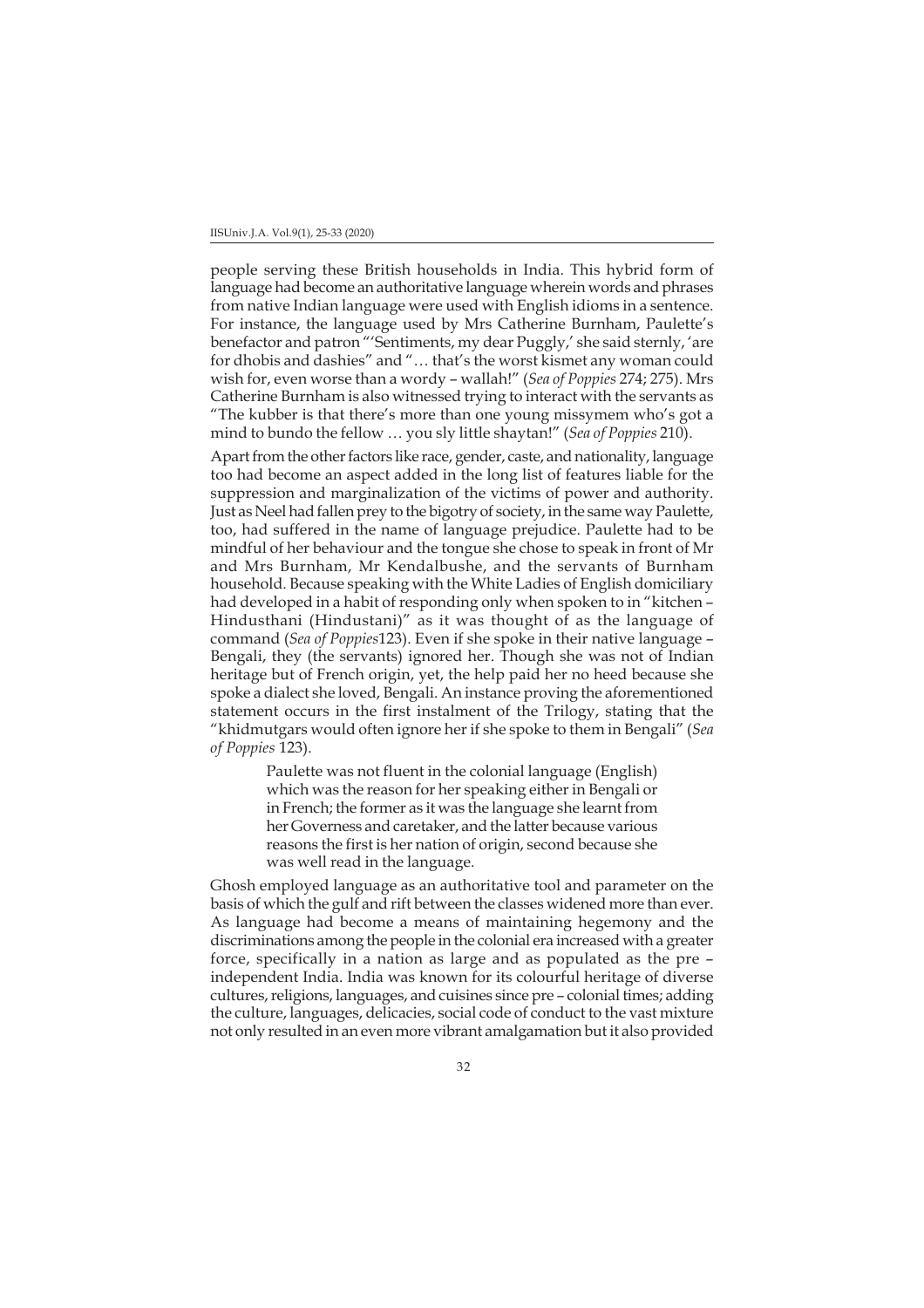people serving these British households in India. This hybrid form of language had become an authoritative language wherein words and phrases from native Indian language were used with English idioms in a sentence. For instance, the language used by Mrs Catherine Burnham, Paulette's benefactor and patron "'Sentiments, my dear Puggly,' she said sternly, 'are for dhobis and dashies" and "… that's the worst kismet any woman could wish for, even worse than a wordy – wallah!" (*Sea of Poppies* 274; 275). Mrs Catherine Burnham is also witnessed trying to interact with the servants as "The kubber is that there's more than one young missymem who's got a mind to bundo the fellow … you sly little shaytan!" (*Sea of Poppies* 210).

Apart from the other factors like race, gender, caste, and nationality, language too had become an aspect added in the long list of features liable for the suppression and marginalization of the victims of power and authority. Just as Neel had fallen prey to the bigotry of society, in the same way Paulette, too, had suffered in the name of language prejudice. Paulette had to be mindful of her behaviour and the tongue she chose to speak in front of Mr and Mrs Burnham, Mr Kendalbushe, and the servants of Burnham household. Because speaking with the White Ladies of English domiciliary had developed in a habit of responding only when spoken to in "kitchen – Hindusthani (Hindustani)" as it was thought of as the language of command (*Sea of Poppies*123). Even if she spoke in their native language – Bengali, they (the servants) ignored her. Though she was not of Indian heritage but of French origin, yet, the help paid her no heed because she spoke a dialect she loved, Bengali. An instance proving the aforementioned statement occurs in the first instalment of the Trilogy, stating that the "khidmutgars would often ignore her if she spoke to them in Bengali" (*Sea of Poppies* 123).

> Paulette was not fluent in the colonial language (English) which was the reason for her speaking either in Bengali or in French; the former as it was the language she learnt from her Governess and caretaker, and the latter because various reasons the first is her nation of origin, second because she was well read in the language.

Ghosh employed language as an authoritative tool and parameter on the basis of which the gulf and rift between the classes widened more than ever. As language had become a means of maintaining hegemony and the discriminations among the people in the colonial era increased with a greater force, specifically in a nation as large and as populated as the pre – independent India. India was known for its colourful heritage of diverse cultures, religions, languages, and cuisines since pre – colonial times; adding the culture, languages, delicacies, social code of conduct to the vast mixture not only resulted in an even more vibrant amalgamation but it also provided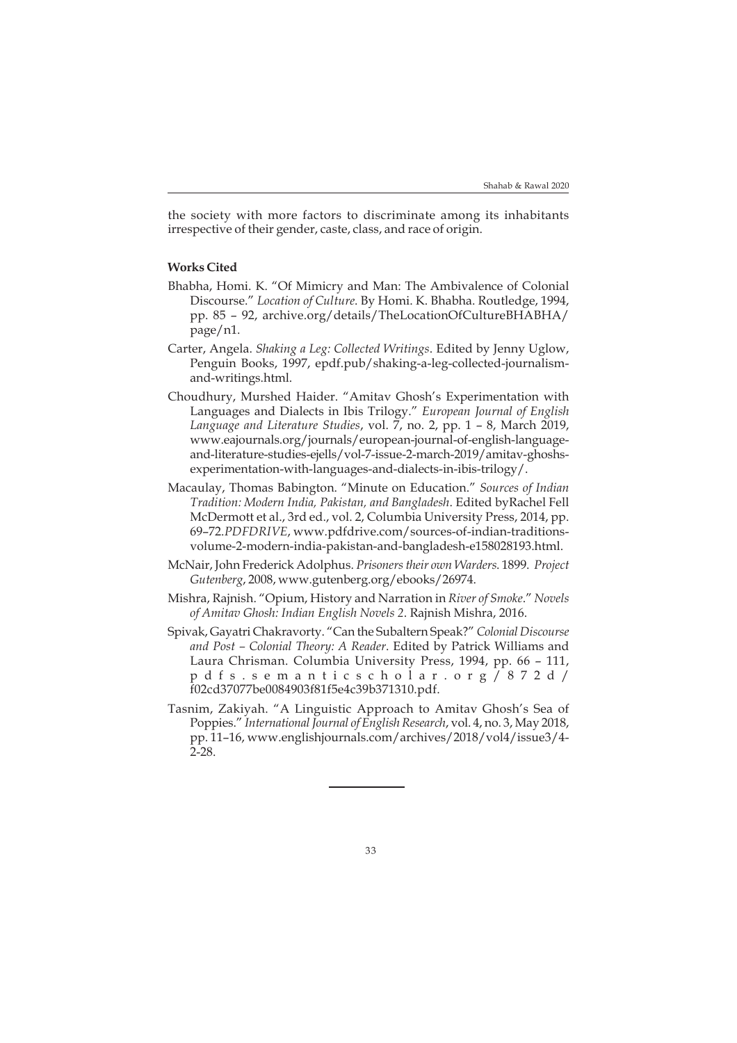the society with more factors to discriminate among its inhabitants irrespective of their gender, caste, class, and race of origin.

**Works Cited**

Bhabha, Homi. K. "Of Mimicry and Man: The Ambivalence of Colonial Discourse." *Location of Culture*. By Homi. K. Bhabha. Routledge, 1994, pp. 85 – 92, archive.org/details/TheLocationOfCultureBHABHA/page/n1.

Carter, Angela. *Shaking a Leg: Collected Writings*. Edited by Jenny Uglow, Penguin Books, 1997, epdf.pub/shaking-a-leg-collected-journalism-and-writings.html.

Choudhury, Murshed Haider. "Amitav Ghosh's Experimentation with Languages and Dialects in Ibis Trilogy." *European Journal of English Language and Literature Studies*, vol. 7, no. 2, pp. 1 – 8, March 2019, www.eajournals.org/journals/european-journal-of-english-language-and-literature-studies-ejells/vol-7-issue-2-march-2019/amitav-ghoshs-experimentation-with-languages-and-dialects-in-ibis-trilogy/.

Macaulay, Thomas Babington. "Minute on Education." *Sources of Indian Tradition: Modern India, Pakistan, and Bangladesh*. Edited byRachel Fell McDermott et al., 3rd ed., vol. 2, Columbia University Press, 2014, pp. 69–72.*PDFDRIVE*, www.pdfdrive.com/sources-of-indian-traditions-volume-2-modern-india-pakistan-and-bangladesh-e158028193.html.

McNair, John Frederick Adolphus. *Prisoners their own Warders.* 1899. *Project Gutenberg*, 2008, www.gutenberg.org/ebooks/26974.

Mishra, Rajnish. "Opium, History and Narration in *River of Smoke*." *Novels of Amitav Ghosh: Indian English Novels 2*. Rajnish Mishra, 2016.

Spivak, Gayatri Chakravorty. "Can the Subaltern Speak?" *Colonial Discourse and Post – Colonial Theory: A Reader*. Edited by Patrick Williams and Laura Chrisman. Columbia University Press, 1994, pp. 66 – 111, pdfs.semanticscholar.org/872d/f02cd37077be0084903f81f5e4c39b371310.pdf.

Tasnim, Zakiyah. "A Linguistic Approach to Amitav Ghosh's Sea of Poppies." *International Journal of English Research*, vol. 4, no. 3, May 2018, pp. 11–16, www.englishjournals.com/archives/2018/vol4/issue3/4-2-28.